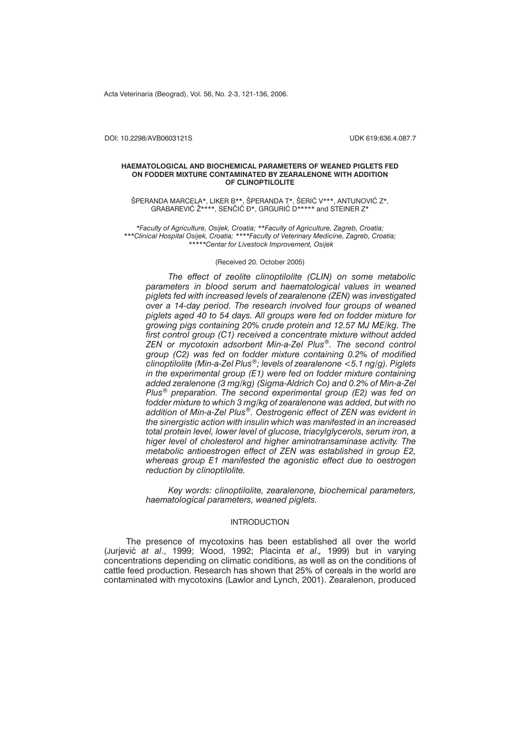DOI: 10.2298/AVB0603121S UDK 619:636.4.087.7

# HAEMATOLOGICAL AND BIOCHEMICAL PARAMETERS OF WEANED PIGLETS FED ON FODDER MIXTURE CONTAMINATED BY ZEARALENONE WITH ADDITION OF CLINOPTILOLITE

ŠPERANDA MARCELA*, LIKER B**, ŠPERANDA T*, ŠERIĆ V***, ANTUNOVIĆ Z*, GRABAREVIĆ Ž****, SENČIĆ Đ*, GRGURIĆ D***** and STEINER Z*

**Faculty of Agriculture, Osijek, Croatia; **Faculty of Agriculture, Zagreb, Croatia; ***Clinical Hospital Osijek, Croatia; ****Faculty of Veterinary Medicine, Zagreb, Croatia; *****Centar for Livestock Improvement, Osijek*

(Received 20. October 2005)

*The effect of zeolite clinoptilolite (CLIN) on some metabolic parameters in blood serum and haematological values in weaned piglets fed with increased levels of zearalenone (ZEN) was investigated over a 14-day period. The research involved four groups of weaned piglets aged 40 to 54 days. All groups were fed on fodder mixture for growing pigs containing 20% crude protein and 12.57 MJ ME/kg. The first control group (C1) received a concentrate mixture without added ZEN or mycotoxin adsorbent Min-a-Zel Plus®. The second control group (C2) was fed on fodder mixture containing 0.2% of modified clinoptilolite (Min-a-Zel Plus®; levels of zearalenone <5.1 ng/g). Piglets in the experimental group (E1) were fed on fodder mixture containing added zeralenone (3 mg/kg) (Sigma-Aldrich Co) and 0.2% of Min-a-Zel Plus® preparation. The second experimental group (E2) was fed on fodder mixture to which 3 mg/kg of zearalenone was added, but with no addition of Min-a-Zel Plus®. Oestrogenic effect of ZEN was evident in the sinergistic action with insulin which was manifested in an increased total protein level, lower level of glucose, triacylglycerols, serum iron, a higer level of cholesterol and higher aminotransaminase activity. The metabolic antioestrogen effect of ZEN was established in group E2, whereas group E1 manifested the agonistic effect due to oestrogen reduction by clinoptilolite.*

*Key words: clinoptilolite, zearalenone, biochemical parameters, haematological parameters, weaned piglets.*

## INTRODUCTION

The presence of mycotoxins has been established all over the world (Jurjević *at al*., 1999; Wood, 1992; Placinta *et al.,* 1999) but in varying concentrations depending on climatic conditions, as well as on the conditions of cattle feed production. Research has shown that 25% of cereals in the world are contaminated with mycotoxins (Lawlor and Lynch, 2001). Zearalenon, produced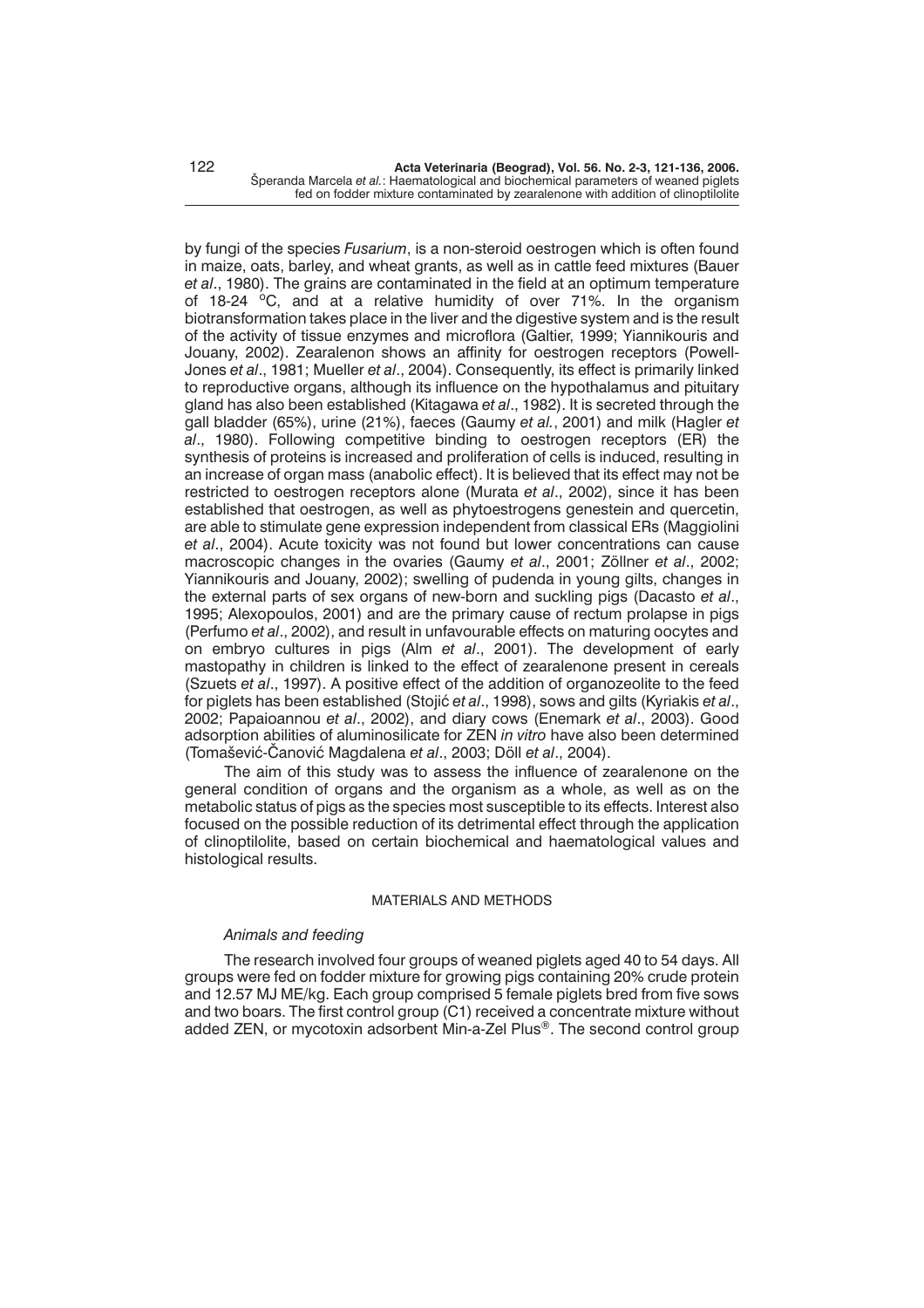by fungi of the species *Fusarium*, is a non-steroid oestrogen which is often found in maize, oats, barley, and wheat grants, as well as in cattle feed mixtures (Bauer *et al*., 1980). The grains are contaminated in the field at an optimum temperature of 18-24 $^{o}$C, and at a relative humidity of over 71%. In the organism biotransformation takes place in the liver and the digestive system and is the result of the activity of tissue enzymes and microflora (Galtier, 1999; Yiannikouris and Jouany, 2002). Zearalenon shows an affinity for oestrogen receptors (Powell-Jones *et al*., 1981; Mueller *et al*., 2004). Consequently, its effect is primarily linked to reproductive organs, although its influence on the hypothalamus and pituitary gland has also been established (Kitagawa *et al*., 1982). It is secreted through the gall bladder (65%), urine (21%), faeces (Gaumy *et al.*, 2001) and milk (Hagler *et al*., 1980). Following competitive binding to oestrogen receptors (ER) the synthesis of proteins is increased and proliferation of cells is induced, resulting in an increase of organ mass (anabolic effect). It is believed that its effect may not be restricted to oestrogen receptors alone (Murata *et al*., 2002), since it has been established that oestrogen, as well as phytoestrogens genestein and quercetin, are able to stimulate gene expression independent from classical ERs (Maggiolini *et al*., 2004). Acute toxicity was not found but lower concentrations can cause macroscopic changes in the ovaries (Gaumy *et al*., 2001; Zöllner *et al*., 2002; Yiannikouris and Jouany, 2002); swelling of pudenda in young gilts, changes in the external parts of sex organs of new-born and suckling pigs (Dacasto *et al*., 1995; Alexopoulos, 2001) and are the primary cause of rectum prolapse in pigs (Perfumo *et al*., 2002), and result in unfavourable effects on maturing oocytes and on embryo cultures in pigs (Alm *et al*., 2001). The development of early mastopathy in children is linked to the effect of zearalenone present in cereals (Szuets *et al*., 1997). A positive effect of the addition of organozeolite to the feed for piglets has been established (Stojić *et al*., 1998), sows and gilts (Kyriakis *et al*., 2002; Papaioannou *et al*., 2002), and diary cows (Enemark *et al*., 2003). Good adsorption abilities of aluminosilicate for ZEN *in vitro* have also been determined (Tomašević-Čanović Magdalena *et al*., 2003; Döll *et al*., 2004).

The aim of this study was to assess the influence of zearalenone on the general condition of organs and the organism as a whole, as well as on the metabolic status of pigs as the species most susceptible to its effects. Interest also focused on the possible reduction of its detrimental effect through the application of clinoptilolite, based on certain biochemical and haematological values and histological results.

## MATERIALS AND METHODS

### *Animals and feeding*

The research involved four groups of weaned piglets aged 40 to 54 days. All groups were fed on fodder mixture for growing pigs containing 20% crude protein and 12.57 MJ ME/kg. Each group comprised 5 female piglets bred from five sows and two boars. The first control group (C1) received a concentrate mixture without added ZEN, or mycotoxin adsorbent Min-a-Zel Plus®. The second control group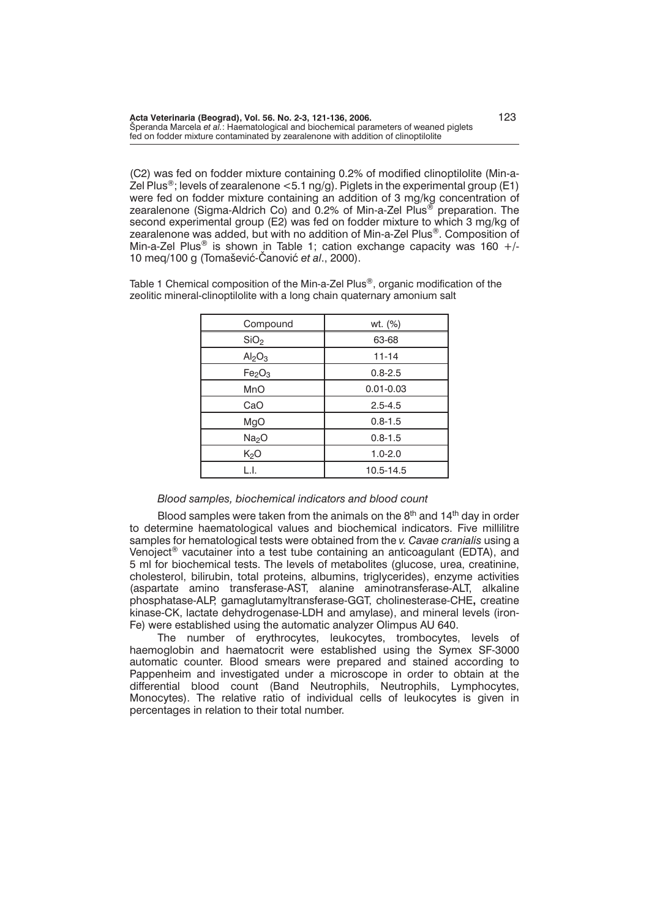(C2) was fed on fodder mixture containing 0.2% of modified clinoptilolite (Min-a-Zel Plus®; levels of zearalenone <5.1 ng/g). Piglets in the experimental group (E1) were fed on fodder mixture containing an addition of 3 mg/kg concentration of zearalenone (Sigma-Aldrich Co) and 0.2% of Min-a-Zel Plus® preparation. The second experimental group (E2) was fed on fodder mixture to which 3 mg/kg of zearalenone was added, but with no addition of Min-a-Zel Plus®. Composition of Min-a-Zel Plus® is shown in Table 1; cation exchange capacity was 160 +/- 10 meq/100 g (Tomašević-Čanović *et al*., 2000).

Table 1 Chemical composition of the Min-a-Zel Plus®, organic modification of the zeolitic mineral-clinoptilolite with a long chain quaternary amonium salt

| Compound | wt. (%) |
|---|---|
| $SiO_2$ | 63-68 |
| $Al_2O_3$ | 11-14 |
| $Fe_2O_3$ | 0.8-2.5 |
| MnO | 0.01-0.03 |
| CaO | 2.5-4.5 |
| MgO | 0.8-1.5 |
| $Na_2O$ | 0.8-1.5 |
| $K_2O$ | 1.0-2.0 |
| L.I. | 10.5-14.5 |

### *Blood samples, biochemical indicators and blood count*

Blood samples were taken from the animals on the 8th and 14th day in order to determine haematological values and biochemical indicators. Five millilitre samples for hematological tests were obtained from the *v. Cavae cranialis* using a Venoject® vacutainer into a test tube containing an anticoagulant (EDTA), and 5 ml for biochemical tests. The levels of metabolites (glucose, urea, creatinine, cholesterol, bilirubin, total proteins, albumins, triglycerides), enzyme activities (aspartate amino transferase-AST, alanine aminotransferase-ALT, alkaline phosphatase-ALP, gamaglutamyltransferase-GGT, cholinesterase-CHE**,** creatine kinase-CK, lactate dehydrogenase-LDH and amylase), and mineral levels (iron-Fe) were established using the automatic analyzer Olimpus AU 640.

The number of erythrocytes, leukocytes, trombocytes, levels of haemoglobin and haematocrit were established using the Symex SF-3000 automatic counter. Blood smears were prepared and stained according to Pappenheim and investigated under a microscope in order to obtain at the differential blood count (Band Neutrophils, Neutrophils, Lymphocytes, Monocytes). The relative ratio of individual cells of leukocytes is given in percentages in relation to their total number.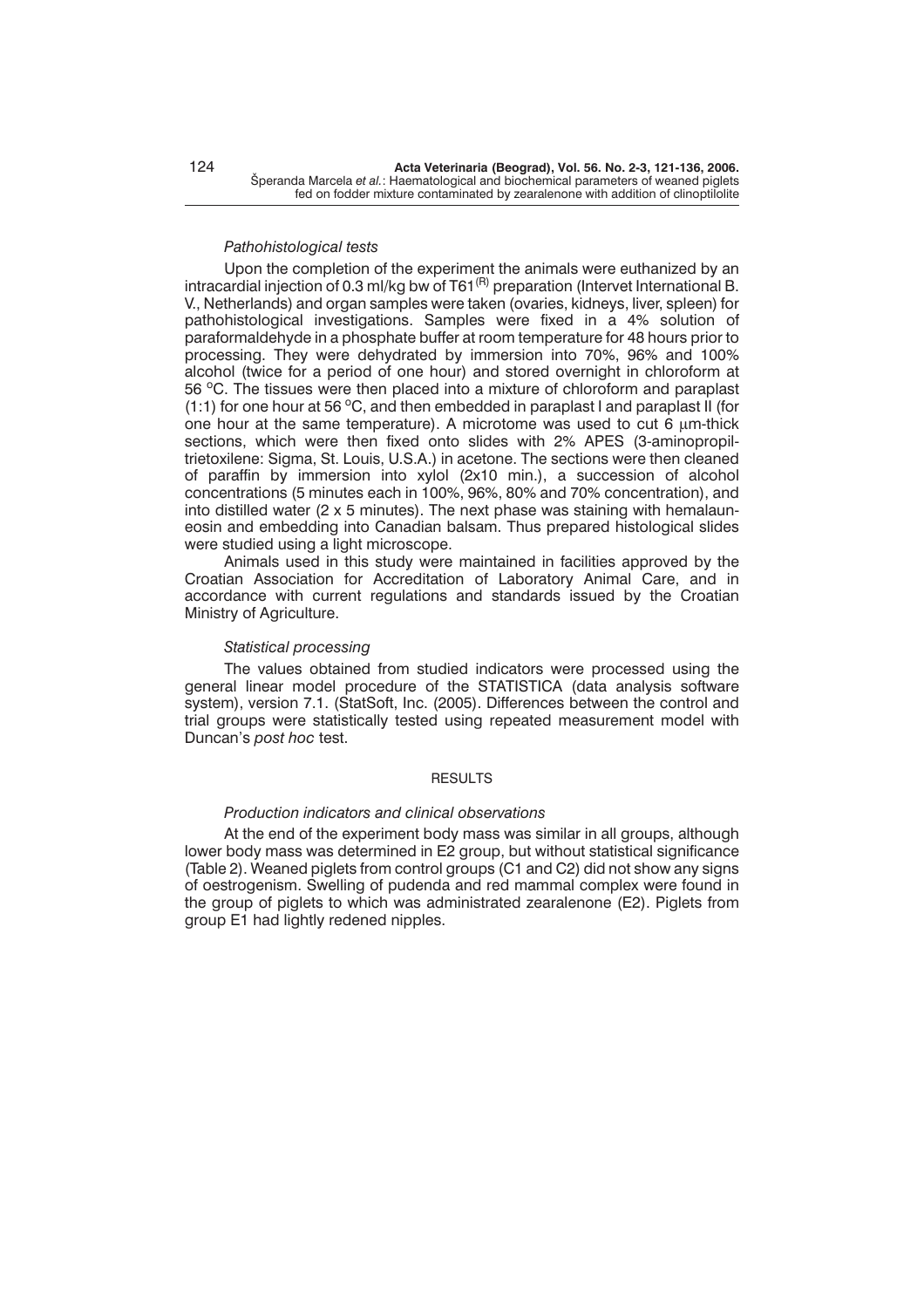*Pathohistological tests*

Upon the completion of the experiment the animals were euthanized by an intracardial injection of 0.3 ml/kg bw of T61[(R)] preparation (Intervet International B. V., Netherlands) and organ samples were taken (ovaries, kidneys, liver, spleen) for pathohistological investigations. Samples were fixed in a 4% solution of paraformaldehyde in a phosphate buffer at room temperature for 48 hours prior to processing. They were dehydrated by immersion into 70%, 96% and 100% alcohol (twice for a period of one hour) and stored overnight in chloroform at 56 °C. The tissues were then placed into a mixture of chloroform and paraplast (1:1) for one hour at 56 °C, and then embedded in paraplast I and paraplast II (for one hour at the same temperature). A microtome was used to cut 6 μm-thick sections, which were then fixed onto slides with 2% APES (3-aminopropiltrietoxilene: Sigma, St. Louis, U.S.A.) in acetone. The sections were then cleaned of paraffin by immersion into xylol (2x10 min.), a succession of alcohol concentrations (5 minutes each in 100%, 96%, 80% and 70% concentration), and into distilled water (2 x 5 minutes). The next phase was staining with hemalaun-eosin and embedding into Canadian balsam. Thus prepared histological slides were studied using a light microscope.

Animals used in this study were maintained in facilities approved by the Croatian Association for Accreditation of Laboratory Animal Care, and in accordance with current regulations and standards issued by the Croatian Ministry of Agriculture.

*Statistical processing*

The values obtained from studied indicators were processed using the general linear model procedure of the STATISTICA (data analysis software system), version 7.1. (StatSoft, Inc. (2005). Differences between the control and trial groups were statistically tested using repeated measurement model with Duncan's *post hoc* test.

## RESULTS

*Production indicators and clinical observations*

At the end of the experiment body mass was similar in all groups, although lower body mass was determined in E2 group, but without statistical significance (Table 2). Weaned piglets from control groups (C1 and C2) did not show any signs of oestrogenism. Swelling of pudenda and red mammal complex were found in the group of piglets to which was administrated zearalenone (E2). Piglets from group E1 had lightly redened nipples.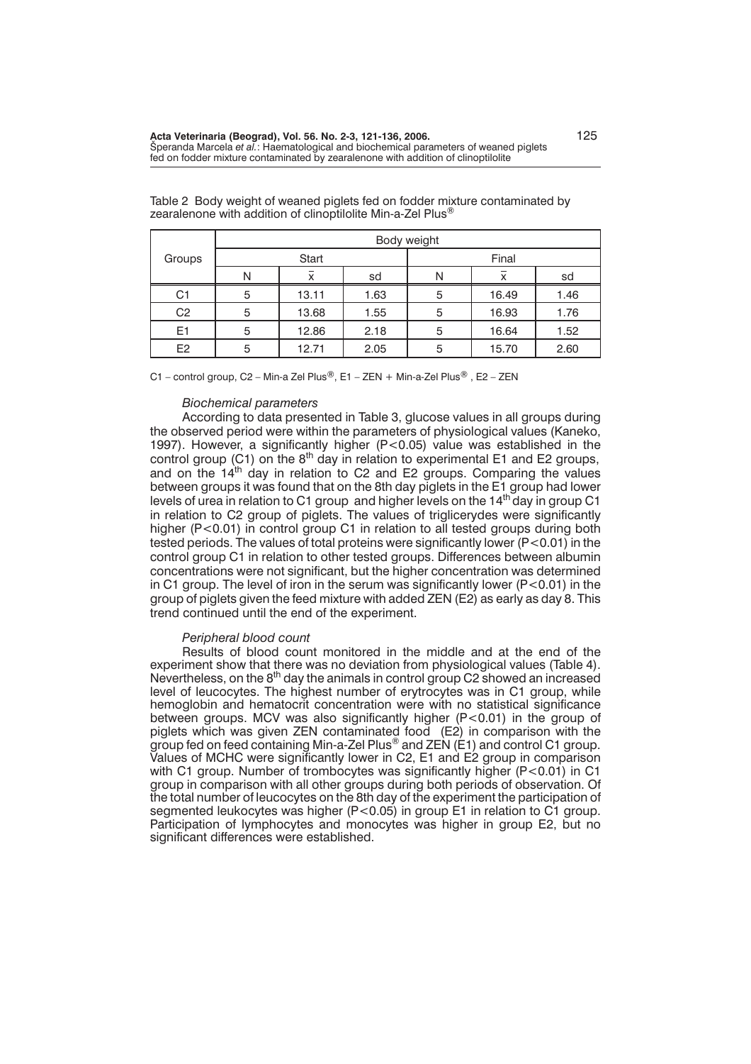Table 2 Body weight of weaned piglets fed on fodder mixture contaminated by zearalenone with addition of clinoptilolite Min-a-Zel Plus®

| Groups | Body weight | | | | | |
|---|---|---|---|---|---|---|
| | Start | | | Final | | |
| | N | $\bar{x}$ | sd | N | $\bar{x}$ | sd |
| C1 | 5 | 13.11 | 1.63 | 5 | 16.49 | 1.46 |
| C2 | 5 | 13.68 | 1.55 | 5 | 16.93 | 1.76 |
| E1 | 5 | 12.86 | 2.18 | 5 | 16.64 | 1.52 |
| E2 | 5 | 12.71 | 2.05 | 5 | 15.70 | 2.60 |

C1 – control group, C2 – Min-a Zel Plus®, E1 – ZEN + Min-a-Zel Plus®, E2 – ZEN

*Biochemical parameters*

According to data presented in Table 3, glucose values in all groups during the observed period were within the parameters of physiological values (Kaneko, 1997). However, a significantly higher ($P<0.05$) value was established in the control group (C1) on the 8th day in relation to experimental E1 and E2 groups, and on the 14th day in relation to C2 and E2 groups. Comparing the values between groups it was found that on the 8th day piglets in the E1 group had lower levels of urea in relation to C1 group and higher levels on the 14th day in group C1 in relation to C2 group of piglets. The values of triglicerydes were significantly higher ($P<0.01$) in control group C1 in relation to all tested groups during both tested periods. The values of total proteins were significantly lower ($P<0.01$) in the control group C1 in relation to other tested groups. Differences between albumin concentrations were not significant, but the higher concentration was determined in C1 group. The level of iron in the serum was significantly lower ($P<0.01$) in the group of piglets given the feed mixture with added ZEN (E2) as early as day 8. This trend continued until the end of the experiment.

*Peripheral blood count*

Results of blood count monitored in the middle and at the end of the experiment show that there was no deviation from physiological values (Table 4). Nevertheless, on the 8th day the animals in control group C2 showed an increased level of leucocytes. The highest number of erytrocytes was in C1 group, while hemoglobin and hematocrit concentration were with no statistical significance between groups. MCV was also significantly higher ($P<0.01$) in the group of piglets which was given ZEN contaminated food (E2) in comparison with the group fed on feed containing Min-a-Zel Plus® and ZEN (E1) and control C1 group. Values of MCHC were significantly lower in C2, E1 and E2 group in comparison with C1 group. Number of trombocytes was significantly higher ($P<0.01$) in C1 group in comparison with all other groups during both periods of observation. Of the total number of leucocytes on the 8th day of the experiment the participation of segmented leukocytes was higher ($P<0.05$) in group E1 in relation to C1 group. Participation of lymphocytes and monocytes was higher in group E2, but no significant differences were established.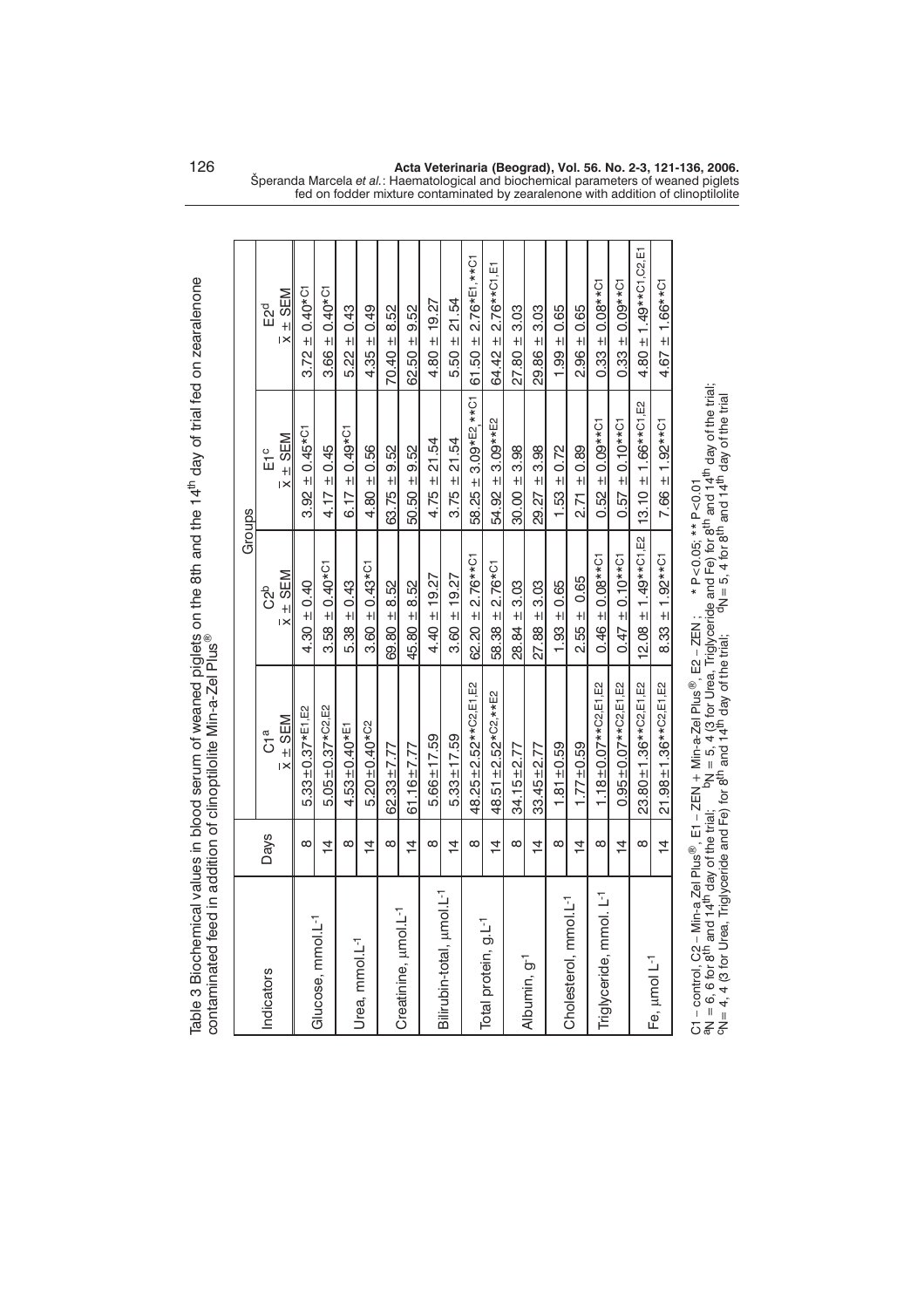Table 3 Biochemical values in blood serum of weaned piglets on the 8th and the 14[th] day of trial fed on zearalenone contaminated feed in addition of clinoptilolite Min-a-Zel Plus®

| Indicators | Days | Groups | | | |
|---|---|---|---|---|---|
| | | C1[a] | C2[b] | E1[c] | E2[d] |
| | | $\bar{x} \pm$ SEM | $\bar{x} \pm$ SEM | $\bar{x} \pm$ SEM | $\bar{x} \pm$ SEM |
| Glucose, mmol.L$^{-1}$ | 8 | 5.33±0.37*[E1,E2] | 4.30 ± 0.40 | 3.92 ± 0.45*[C1] | 3.72 ± 0.40*[C1] |
| | 14 | 5.05±0.37*[C2,E2] | 3.58 ± 0.40*[C1] | 4.17 ± 0.45 | 3.66 ± 0.40*[C1] |
| Urea, mmol.L$^{-1}$ | 8 | 4.53±0.40*[E1] | 5.38 ± 0.43 | 6.17 ± 0.49*[C1] | 5.22 ± 0.43 |
| | 14 | 5.20±0.40*[C2] | 3.60 ± 0.43*[C1] | 4.80 ± 0.56 | 4.35 ± 0.49 |
| Creatinine, µmol.L$^{-1}$ | 8 | 62.33±7.77 | 69.80 ± 8.52 | 63.75 ± 9.52 | 70.40 ± 8.52 |
| | 14 | 61.16±7.77 | 45.80 ± 8.52 | 50.50 ± 9.52 | 62.50 ± 9.52 |
| Bilirubin-total, µmol.L$^{-1}$ | 8 | 5.66±17.59 | 4.40 ± 19.27 | 4.75 ± 21.54 | 4.80 ± 19.27 |
| | 14 | 5.33±17.59 | 3.60 ± 19.27 | 3.75 ± 21.54 | 5.50 ± 21.54 |
| Total protein, g.L$^{-1}$ | 8 | 48.25±2.52**[C2,E1,E2] | 62.20 ± 2.76**[C1] | 58.25 ± 3.09*[E2],**[C1] | 61.50 ± 2.76*[E1],**[C1] |
| | 14 | 48.51±2.52*[C2],**[E2] | 58.38 ± 2.76*[C1] | 54.92 ± 3.09**[E2] | 64.42 ± 2.76**[C1,E1] |
| Albumin, g$^{-1}$ | 8 | 34.15±2.77 | 28.84 ± 3.03 | 30.00 ± 3.98 | 27.80 ± 3.03 |
| | 14 | 33.45±2.77 | 27.88 ± 3.03 | 29.27 ± 3.98 | 29.86 ± 3.03 |
| Cholesterol, mmol.L$^{-1}$ | 8 | 1.81±0.59 | 1.93 ± 0.65 | 1.53 ± 0.72 | 1.99 ± 0.65 |
| | 14 | 1.77±0.59 | 2.55 ± 0.65 | 2.71 ± 0.89 | 2.96 ± 0.65 |
| Triglyceride, mmol. L$^{-1}$ | 8 | 1.18±0.07**[C2,E1,E2] | 0.46 ± 0.08**[C1] | 0.52 ± 0.09**[C1] | 0.33 ± 0.08**[C1] |
| | 14 | 0.95±0.07**[C2,E1,E2] | 0.47 ± 0.10**[C1] | 0.57 ± 0.10**[C1] | 0.33 ± 0.09**[C1] |
| Fe, µmol L$^{-1}$ | 8 | 23.80±1.36**[C2,E1,E2] | 12.08 ± 1.49**[C1,E2] | 13.10 ± 1.66**[C1,E2] | 4.80 ± 1.49**[C1,C2,E1] |
| | 14 | 21.98±1.36**[C2,E1,E2] | 8.33 ± 1.92**[C1] | 7.66 ± 1.92**[C1] | 4.67 ± 1.66**[C1] |

C1 – control, C2 – Min-a-Zel Plus®, E1 – ZEN + Min-a-Zel Plus®, E2 – ZEN ; * P<0.05; ** P<0.01
[a]N = 6, 6 for 8[th] and 14[th] day of the trial; [b]N = 5, 4 (3 for Urea, Triglyceride and Fe) for 8[th] and 14[th] day of the trial;
[c]N= 4, 4 (3 for Urea, Triglyceride and Fe) for 8[th] and 14[th] day of the trial; [d]N = 5, 4 for 8[th] and 14[th] day of the trial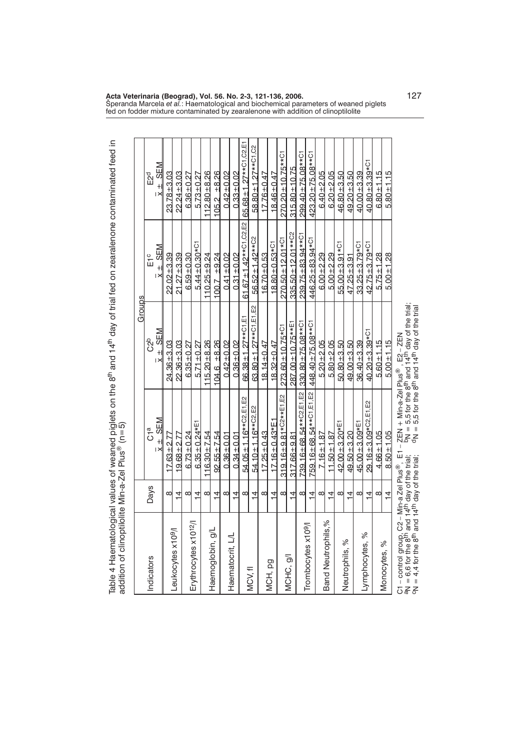Table 4 Haematological values of weaned piglets on the 8[th] and 14[th] day of trial fed on zearalenone contaminated feed in addition of clinoptilolite Min-a-Zel Plus® (n=5)

| Indicators | Days | C1[a] $\bar{x} \pm$ SEM | C2[b] $\bar{x} \pm$ SEM | E1[c] $\bar{x} \pm$ SEM | E2[d] $\bar{x} \pm$ SEM |
|---|---|---|---|---|---|
| Leukocytes x10$^9$/l | 8 | 17.63±2.77 | 24.36±3.03 | 22.02±3.39 | 23.78±3.03 |
| | 14 | 19.68±2.77 | 22.36±3.03 | 21.27±3.39 | 22.24±3.03 |
| Erythrocytes x10$^{12}$/l | 8 | 6.73±0.24 | 6.35±0.27 | 6.59±0.30 | 6.36±0.27 |
| | 14 | 6.35±0.24*E1 | 5.71±0.27 | 5.44±0.30*C1 | 5.73±0.27 |
| Haemoglobin, g/L | 8 | 116.30±7.54 | 115.20±8.26 | 110.25±9.24 | 112.80±8.26 |
| | 14 | 92.55±7.54 | 104.6 ±8.26 | 100.7 ±9.24 | 105.2 ±8.26 |
| Haematocrit, L/L | 8 | 0.36±0.01 | 0.42±0.02 | 0.41±0.02 | 0.42±0.02 |
| | 14 | 0.34±0.01 | 0.36±0.02 | 0.31±0.02 | 0.33±0.02 |
| MCV, fl | 8 | 54.05±1.16**C2,E1,E2 | 66.38±1.27**C1,E1 | 61.67±1.42**C1,C2,E2 | 65.68±1.27**C1,C2,E1 |
| | 14 | 54.10±1.16**C2,E2 | 63.80±1.27**C1,E1,E2 | 56.52±1.42**C2 | 58.80±1.27**C1,C2 |
| MCH, pg | 8 | 17.25±0.43 | 18.14±0.47 | 16.70±0.53 | 17.76±0.47 |
| | 14 | 17.16±0.43*E1 | 18.32±0.47 | 18.80±0.53*C1 | 18.46±0.47 |
| MCHC, g/l | 8 | 319.16±9.81*C2**E1,E2 | 273.60±10.75*C1 | 270.50±12.01**C1 | 270.20±10.75**C1 |
| | 14 | 317.66±9.81 | 287.00±10.75**E1 | 335.50±12.01**C2 | 315.80±10.75 |
| Trombocytes x10$^9$/l | 8 | 739.16±68.54**C2,E1,E2 | 330.80±75.08**C1 | 239.75±83.94**C1 | 299.40±75.08**C1 |
| | 14 | 759.16±68.54**C1,E1,E2 | 448.40±75.08**C1 | 446.25±83.94*C1 | 423.20±75.08**C1 |
| Band Neutrophils,% | 8 | 7.16±1.87 | 5.20±2.05 | 6.00±2.29 | 6.40±2.05 |
| | 14 | 11.50±1.87 | 5.80±2.05 | 5.00±2.29 | 6.20±2.05 |
| Neutrophils, % | 8 | 42.00±3.20*E1 | 50.80±3.50 | 55.00±3.91*C1 | 46.80±3.50 |
| | 14 | 49.50±3.20 | 49.00±3.50 | 47.25±3.91 | 49.20±3.50 |
| Lymphocytes, % | 8 | 45.00±3.09*E1 | 36.40±3.39 | 33.25±3.79*C1 | 40.00±3.39 |
| | 14 | 29.16±3.09*C2,E1,E2 | 40.20±3.39*C1 | 42.75±3.79*C1 | 40.80±3.39*C1 |
| Monocytes, % | 8 | 4.66±1.05 | 5.60±1.15 | 5.75±1.28 | 6.80±1.15 |
| | 14 | 8.50±1.05 | 5.00±1.15 | 5.00±1.28 | 5.80±1.15 |

C1 – control group, C2 – Min-a Zel Plus®, E1 – ZEN + Min-a-Zel Plus®, E2 – ZEN
[a]N = 6,6 for the 8[th] and 14[th] day of the trial; [b]N = 5,5 for the 8[th] and 14[th] day of the trial;
[c]N = 4,4 for the 8[th] and 14[th] day of the trial; [d]N = 5,5 for the 8[th] and 14[th] day of the trial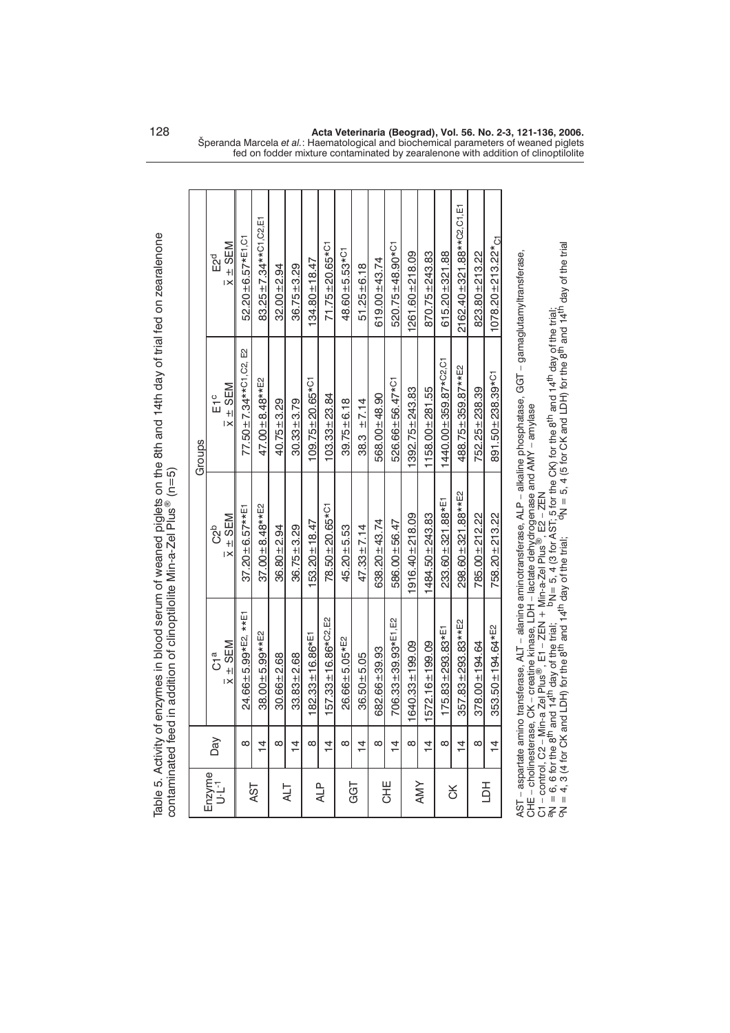Table 5. Activity of enzymes in blood serum of weaned piglets on the 8th and 14th day of trial fed on zearalenone contaminated feed in addition of clinoptilolite Min-a-Zel Plus® (n=5)

| Enzyme $U \cdot L^{-1}$ | Day | Groups | | | |
|---|---|---|---|---|---|
| | | C1[a] $\bar{x} \pm$ SEM | C2[b] $\bar{x} \pm$ SEM | E1[c] $\bar{x} \pm$ SEM | E2[d] $\bar{x} \pm$ SEM |
| AST | 8 | 24.66±5.99*E2, **E1 | 37.20±6.57**E1 | 77.50±7.34**C1,C2, E2 | 52.20±6.57*E1,C1 |
| | 14 | 38.00±5.99**E2 | 37.00±8.48**E2 | 47.00±8.48**E2 | 83.25±7.34**C1,C2,E1 |
| ALT | 8 | 30.66±2.68 | 36.80±2.94 | 40.75±3.29 | 32.00±2.94 |
| | 14 | 33.83±2.68 | 36.75±3.29 | 30.33±3.79 | 36.75±3.29 |
| ALP | 8 | 182.33±16.86*E1 | 153.20±18.47 | 109.75±20.65*C1 | 134.80±18.47 |
| | 14 | 157.33±16.86*C2,E2 | 78.50±20.65*C1 | 103.33±23.84 | 71.75±20.65*C1 |
| GGT | 8 | 26.66±5.05*E2 | 45.20±5.53 | 39.75±6.18 | 48.60±5.53*C1 |
| | 14 | 36.50±5.05 | 47.33±7.14 | 38.3 ±7.14 | 51.25±6.18 |
| CHE | 8 | 682.66±39.93 | 638.20±43.74 | 568.00±48.90 | 619.00±43.74 |
| | 14 | 706.33±39.93*E1,E2 | 586.00±56.47 | 526.66±56.47*C1 | 520.75±48.90*C1 |
| AMY | 8 | 1640.33±199.09 | 1916.40±218.09 | 1392.75±243.83 | 1261.60±218.09 |
| | 14 | 1572.16±199.09 | 1484.50±243.83 | 1158.00±281.55 | 870.75±243.83 |
| CK | 8 | 175.83±293.83*E1 | 233.60±321.88*E1 | 1440.00±359.87*C2,C1 | 615.20±321.88 |
| | 14 | 357.83±293.83**E2 | 298.60±321.88**E2 | 488.75±359.87**E2 | 2162.40±321.88**C2,C1,E1 |
| LDH | 8 | 378.00±194.64 | 785.00±212.22 | 752.25±238.39 | 823.80±213.22 |
| | 14 | 353.50±194.64*E2 | 758.20±213.22 | 891.50±238.39*C1 | 1078.20±213.22*C1 |

AST – aspartate amino transferase, ALT – alanine aminotransferase, ALP – alkaline phosphatase, GGT – gamaglutamyltransferase, CHE – cholinesterase, CK – creatine kinase, LDH – lactate dehydrogenase and AMY – amylase

C1 – control, C2 – Min-a Zel Plus®, E1 – ZEN + Min-a-Zel Plus®, E2 – ZEN

[a]N = 6, 6 for the 8th and 14th day of the trial; [b]N= 5, 4 (3 for AST; 5 for the CK) for the 8th and 14th day of the trial;

[c]N = 4, 3 (4 for CK and LDH) for the 8th and 14th day of the trial; [d]N = 5, 4 (5 for CK and LDH) for the 8th and 14th day of the trial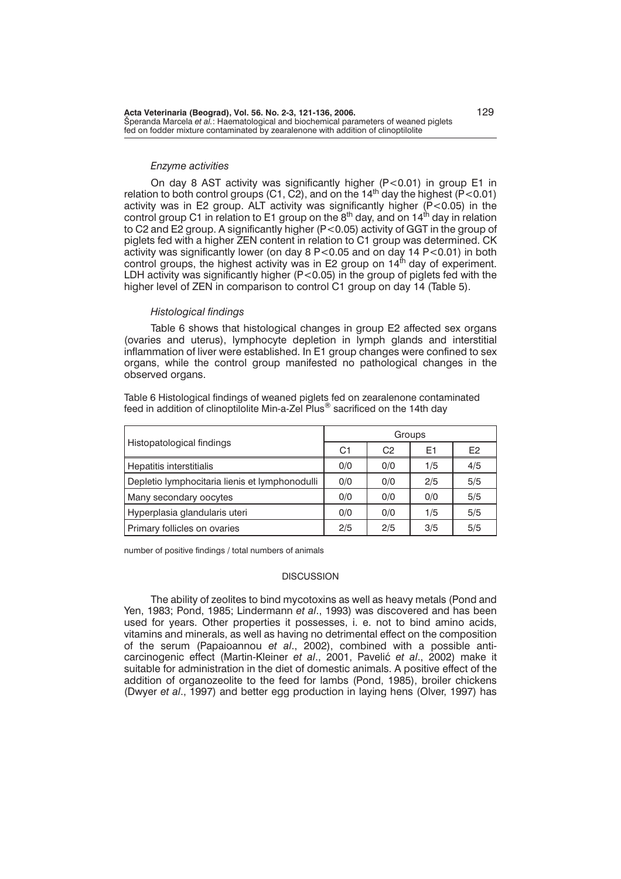*Enzyme activities*

On day 8 AST activity was significantly higher ($P<0.01$) in group E1 in relation to both control groups (C1, C2), and on the 14$^{th}$ day the highest ($P<0.01$) activity was in E2 group. ALT activity was significantly higher ($P<0.05$) in the control group C1 in relation to E1 group on the 8$^{th}$ day, and on 14$^{th}$ day in relation to C2 and E2 group. A significantly higher ($P<0.05$) activity of GGT in the group of piglets fed with a higher ZEN content in relation to C1 group was determined. CK activity was significantly lower (on day 8 $P<0.05$ and on day 14 $P<0.01$) in both control groups, the highest activity was in E2 group on 14$^{th}$ day of experiment. LDH activity was significantly higher ($P<0.05$) in the group of piglets fed with the higher level of ZEN in comparison to control C1 group on day 14 (Table 5).

*Histological findings*

Table 6 shows that histological changes in group E2 affected sex organs (ovaries and uterus), lymphocyte depletion in lymph glands and interstitial inflammation of liver were established. In E1 group changes were confined to sex organs, while the control group manifested no pathological changes in the observed organs.

Table 6 Histological findings of weaned piglets fed on zearalenone contaminated feed in addition of clinoptilolite Min-a-Zel Plus® sacrificed on the 14th day

| Histopatological findings | Groups | | | |
|---|---|---|---|---|
| | C1 | C2 | E1 | E2 |
| Hepatitis interstitialis | 0/0 | 0/0 | 1/5 | 4/5 |
| Depletio lymphocitaria lienis et lymphonodulli | 0/0 | 0/0 | 2/5 | 5/5 |
| Many secondary oocytes | 0/0 | 0/0 | 0/0 | 5/5 |
| Hyperplasia glandularis uteri | 0/0 | 0/0 | 1/5 | 5/5 |
| Primary follicles on ovaries | 2/5 | 2/5 | 3/5 | 5/5 |

number of positive findings / total numbers of animals

## DISCUSSION

The ability of zeolites to bind mycotoxins as well as heavy metals (Pond and Yen, 1983; Pond, 1985; Lindermann *et al*., 1993) was discovered and has been used for years. Other properties it possesses, i. e. not to bind amino acids, vitamins and minerals, as well as having no detrimental effect on the composition of the serum (Papaioannou *et al*., 2002), combined with a possible anti-carcinogenic effect (Martin-Kleiner *et al*., 2001, Pavelić *et al*., 2002) make it suitable for administration in the diet of domestic animals. A positive effect of the addition of organozeolite to the feed for lambs (Pond, 1985), broiler chickens (Dwyer *et al*., 1997) and better egg production in laying hens (Olver, 1997) has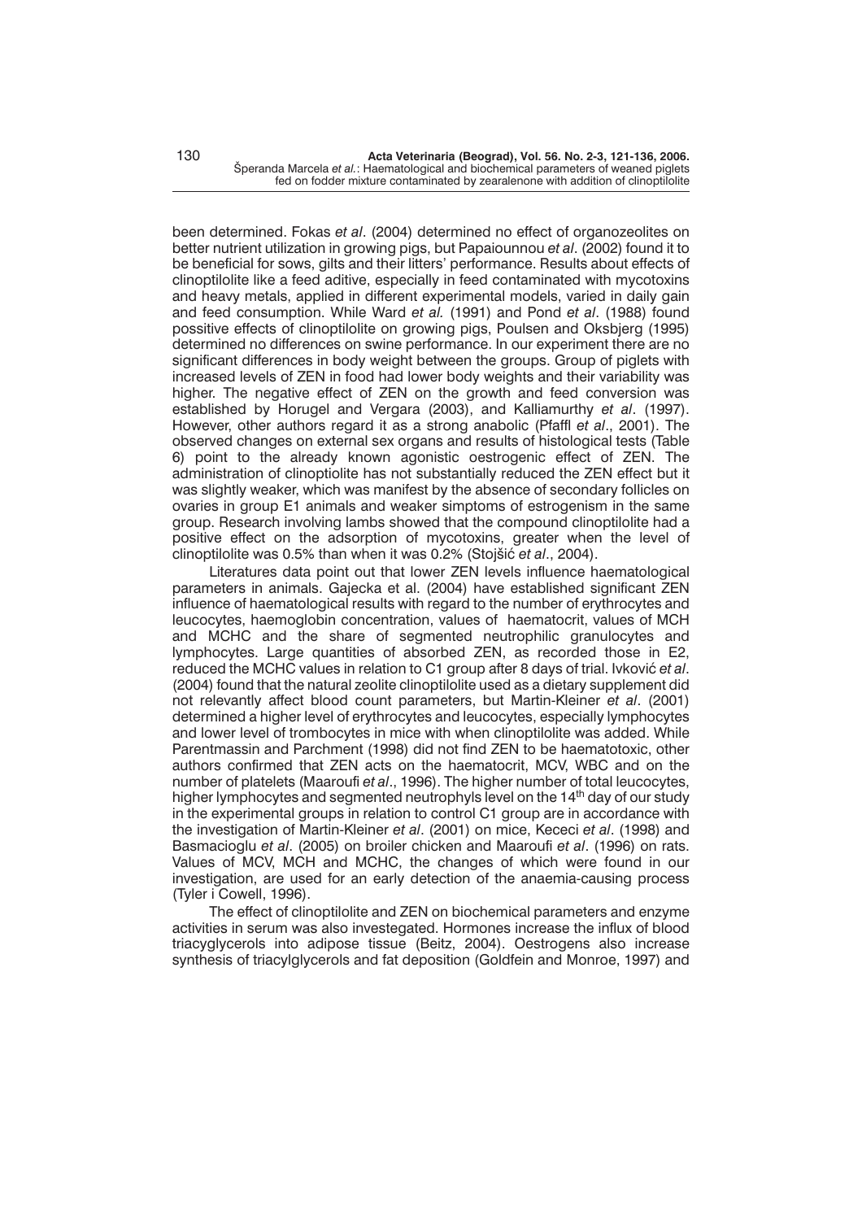been determined. Fokas *et al*. (2004) determined no effect of organozeolites on better nutrient utilization in growing pigs, but Papaiounnou *et al*. (2002) found it to be beneficial for sows, gilts and their litters' performance. Results about effects of clinoptilolite like a feed aditive, especially in feed contaminated with mycotoxins and heavy metals, applied in different experimental models, varied in daily gain and feed consumption. While Ward *et al.* (1991) and Pond *et al*. (1988) found possitive effects of clinoptilolite on growing pigs, Poulsen and Oksbjerg (1995) determined no differences on swine performance. In our experiment there are no significant differences in body weight between the groups. Group of piglets with increased levels of ZEN in food had lower body weights and their variability was higher. The negative effect of ZEN on the growth and feed conversion was established by Horugel and Vergara (2003), and Kalliamurthy *et al*. (1997). However, other authors regard it as a strong anabolic (Pfaffl *et al*., 2001). The observed changes on external sex organs and results of histological tests (Table 6) point to the already known agonistic oestrogenic effect of ZEN. The administration of clinoptiolite has not substantially reduced the ZEN effect but it was slightly weaker, which was manifest by the absence of secondary follicles on ovaries in group E1 animals and weaker simptoms of estrogenism in the same group. Research involving lambs showed that the compound clinoptilolite had a positive effect on the adsorption of mycotoxins, greater when the level of clinoptilolite was 0.5% than when it was 0.2% (Stojšić *et al*., 2004).

Literatures data point out that lower ZEN levels influence haematological parameters in animals. Gajecka et al. (2004) have established significant ZEN influence of haematological results with regard to the number of erythrocytes and leucocytes, haemoglobin concentration, values of haematocrit, values of MCH and MCHC and the share of segmented neutrophilic granulocytes and lymphocytes. Large quantities of absorbed ZEN, as recorded those in E2, reduced the MCHC values in relation to C1 group after 8 days of trial. Ivković *et al*. (2004) found that the natural zeolite clinoptilolite used as a dietary supplement did not relevantly affect blood count parameters, but Martin-Kleiner *et al*. (2001) determined a higher level of erythrocytes and leucocytes, especially lymphocytes and lower level of trombocytes in mice with when clinoptilolite was added. While Parentmassin and Parchment (1998) did not find ZEN to be haematotoxic, other authors confirmed that ZEN acts on the haematocrit, MCV, WBC and on the number of platelets (Maaroufi *et al*., 1996). The higher number of total leucocytes, higher lymphocytes and segmented neutrophyls level on the 14$^{th}$ day of our study in the experimental groups in relation to control C1 group are in accordance with the investigation of Martin-Kleiner *et al*. (2001) on mice, Kececi *et al*. (1998) and Basmacioglu *et al*. (2005) on broiler chicken and Maaroufi *et al*. (1996) on rats. Values of MCV, MCH and MCHC, the changes of which were found in our investigation, are used for an early detection of the anaemia-causing process (Tyler i Cowell, 1996).

The effect of clinoptilolite and ZEN on biochemical parameters and enzyme activities in serum was also investegated. Hormones increase the influx of blood triacyglycerols into adipose tissue (Beitz, 2004). Oestrogens also increase synthesis of triacylglycerols and fat deposition (Goldfein and Monroe, 1997) and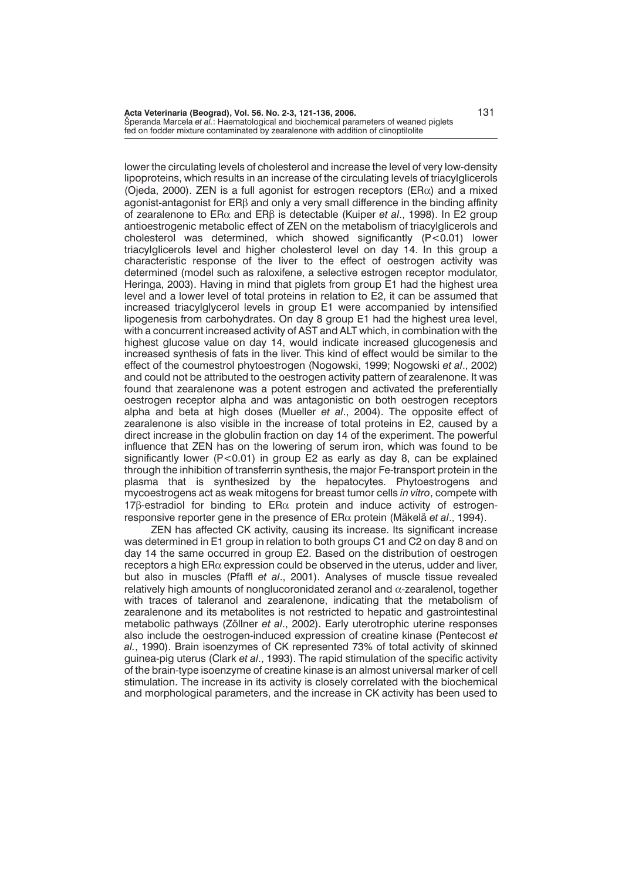lower the circulating levels of cholesterol and increase the level of very low-density lipoproteins, which results in an increase of the circulating levels of triacylglicerols (Ojeda, 2000). ZEN is a full agonist for estrogen receptors (ER$\alpha$) and a mixed agonist-antagonist for ER$\beta$ and only a very small difference in the binding affinity of zearalenone to ER$\alpha$ and ER$\beta$ is detectable (Kuiper *et al*., 1998). In E2 group antioestrogenic metabolic effect of ZEN on the metabolism of triacylglicerols and cholesterol was determined, which showed significantly ($P<0.01$) lower triacylglicerols level and higher cholesterol level on day 14. In this group a characteristic response of the liver to the effect of oestrogen activity was determined (model such as raloxifene, a selective estrogen receptor modulator, Heringa, 2003). Having in mind that piglets from group E1 had the highest urea level and a lower level of total proteins in relation to E2, it can be assumed that increased triacylglycerol levels in group E1 were accompanied by intensified lipogenesis from carbohydrates. On day 8 group E1 had the highest urea level, with a concurrent increased activity of AST and ALT which, in combination with the highest glucose value on day 14, would indicate increased glucogenesis and increased synthesis of fats in the liver. This kind of effect would be similar to the effect of the coumestrol phytoestrogen (Nogowski, 1999; Nogowski *et al*., 2002) and could not be attributed to the oestrogen activity pattern of zearalenone. It was found that zearalenone was a potent estrogen and activated the preferentially oestrogen receptor alpha and was antagonistic on both oestrogen receptors alpha and beta at high doses (Mueller *et al*., 2004). The opposite effect of zearalenone is also visible in the increase of total proteins in E2, caused by a direct increase in the globulin fraction on day 14 of the experiment. The powerful influence that ZEN has on the lowering of serum iron, which was found to be significantly lower ($P<0.01$) in group E2 as early as day 8, can be explained through the inhibition of transferrin synthesis, the major Fe-transport protein in the plasma that is synthesized by the hepatocytes. Phytoestrogens and mycoestrogens act as weak mitogens for breast tumor cells *in vitro*, compete with 17$\beta$-estradiol for binding to ER$\alpha$ protein and induce activity of estrogen-responsive reporter gene in the presence of ER$\alpha$ protein (Mäkelä *et al*., 1994).

ZEN has affected CK activity, causing its increase. Its significant increase was determined in E1 group in relation to both groups C1 and C2 on day 8 and on day 14 the same occurred in group E2. Based on the distribution of oestrogen receptors a high ER$\alpha$ expression could be observed in the uterus, udder and liver, but also in muscles (Pfaffl *et al*., 2001). Analyses of muscle tissue revealed relatively high amounts of nonglucoronidated zeranol and $\alpha$-zearalenol, together with traces of taleranol and zearalenone, indicating that the metabolism of zearalenone and its metabolites is not restricted to hepatic and gastrointestinal metabolic pathways (Zöllner *et al*., 2002). Early uterotrophic uterine responses also include the oestrogen-induced expression of creatine kinase (Pentecost *et al*., 1990). Brain isoenzymes of CK represented 73% of total activity of skinned guinea-pig uterus (Clark *et al*., 1993). The rapid stimulation of the specific activity of the brain-type isoenzyme of creatine kinase is an almost universal marker of cell stimulation. The increase in its activity is closely correlated with the biochemical and morphological parameters, and the increase in CK activity has been used to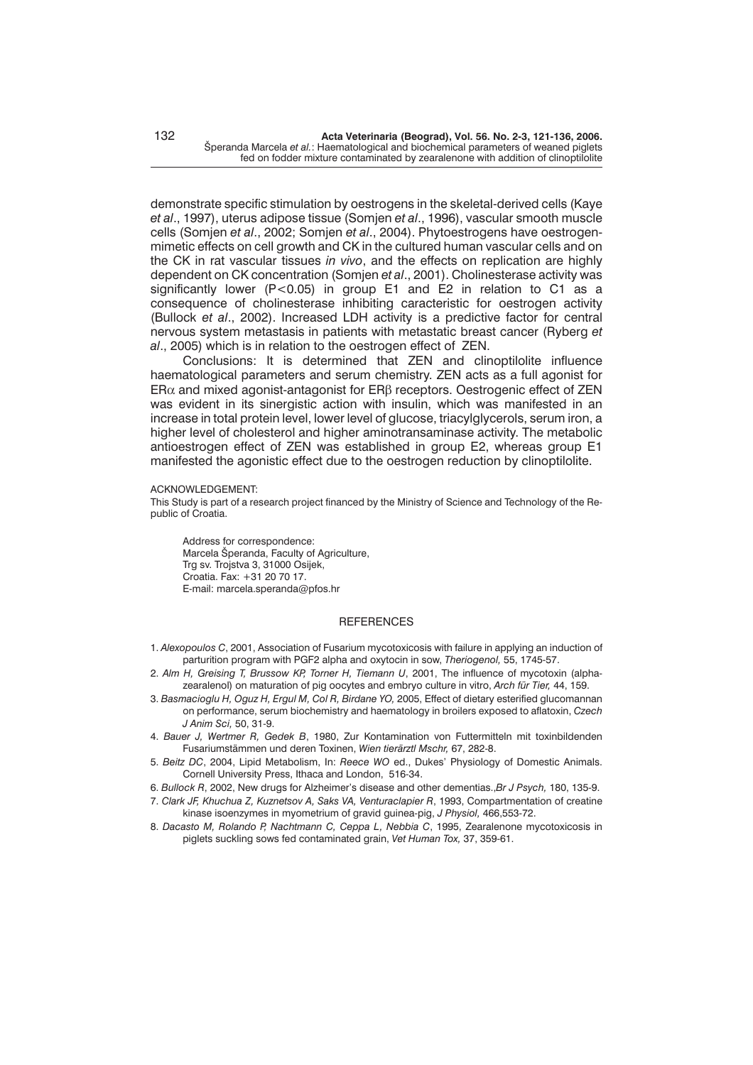demonstrate specific stimulation by oestrogens in the skeletal-derived cells (Kaye *et al*., 1997), uterus adipose tissue (Somjen *et al*., 1996), vascular smooth muscle cells (Somjen *et al*., 2002; Somjen *et al*., 2004). Phytoestrogens have oestrogen-mimetic effects on cell growth and CK in the cultured human vascular cells and on the CK in rat vascular tissues *in vivo*, and the effects on replication are highly dependent on CK concentration (Somjen *et al*., 2001). Cholinesterase activity was significantly lower ($P<0.05$) in group E1 and E2 in relation to C1 as a consequence of cholinesterase inhibiting caracteristic for oestrogen activity (Bullock *et al*., 2002). Increased LDH activity is a predictive factor for central nervous system metastasis in patients with metastatic breast cancer (Ryberg *et al*., 2005) which is in relation to the oestrogen effect of ZEN.

Conclusions: It is determined that ZEN and clinoptilolite influence haematological parameters and serum chemistry. ZEN acts as a full agonist for $ER\alpha$ and mixed agonist-antagonist for $ER\beta$ receptors. Oestrogenic effect of ZEN was evident in its sinergistic action with insulin, which was manifested in an increase in total protein level, lower level of glucose, triacylglycerols, serum iron, a higher level of cholesterol and higher aminotransaminase activity. The metabolic antioestrogen effect of ZEN was established in group E2, whereas group E1 manifested the agonistic effect due to the oestrogen reduction by clinoptilolite.

ACKNOWLEDGEMENT:

This Study is part of a research project financed by the Ministry of Science and Technology of the Republic of Croatia.

Address for correspondence:
Marcela Šperanda, Faculty of Agriculture,
Trg sv. Trojstva 3, 31000 Osijek,
Croatia. Fax: +31 20 70 17.
E-mail: marcela.speranda@pfos.hr

## REFERENCES

1. *Alexopoulos C*, 2001, Association of Fusarium mycotoxicosis with failure in applying an induction of parturition program with PGF2 alpha and oxytocin in sow, *Theriogenol,* 55, 1745-57.
2. *Alm H, Greising T, Brussow KP, Torner H, Tiemann U*, 2001, The influence of mycotoxin (alpha-zearalenol) on maturation of pig oocytes and embryo culture in vitro, *Arch für Tier,* 44, 159.
3. *Basmacioglu H, Oguz H, Ergul M, Col R, Birdane YO,* 2005, Effect of dietary esterified glucomannan on performance, serum biochemistry and haematology in broilers exposed to aflatoxin, *Czech J Anim Sci,* 50, 31-9.
4. *Bauer J, Wertmer R, Gedek B*, 1980, Zur Kontamination von Futtermitteln mit toxinbildenden Fusariumstämmen und deren Toxinen, *Wien tierärztl Mschr,* 67, 282-8.
5. *Beitz DC*, 2004, Lipid Metabolism, In: *Reece WO* ed., Dukes' Physiology of Domestic Animals. Cornell University Press, Ithaca and London, 516-34.
6. *Bullock R*, 2002, New drugs for Alzheimer's disease and other dementias.,*Br J Psych,* 180, 135-9.
7. *Clark JF, Khuchua Z, Kuznetsov A, Saks VA, Venturaclapier R*, 1993, Compartmentation of creatine kinase isoenzymes in myometrium of gravid guinea-pig, *J Physiol,* 466,553-72.
8. *Dacasto M, Rolando P, Nachtmann C, Ceppa L, Nebbia C*, 1995, Zearalenone mycotoxicosis in piglets suckling sows fed contaminated grain, *Vet Human Tox,* 37, 359-61.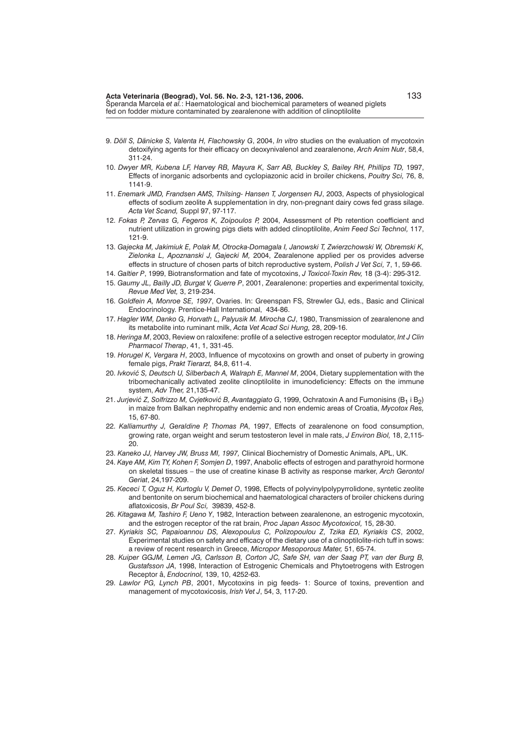9. *Döll S, Dänicke S, Valenta H, Flachowsky G*, 2004, *In vitro* studies on the evaluation of mycotoxin detoxifying agents for their efficacy on deoxynivalenol and zearalenone, *Arch Anim Nutr*, 58,4, 311-24.
10. *Dwyer MR, Kubena LF, Harvey RB, Mayura K, Sarr AB, Buckley S, Bailey RH, Phillips TD,* 1997, Effects of inorganic adsorbents and cyclopiazonic acid in broiler chickens, *Poultry Sci,* 76, 8, 1141-9.
11. *Enemark JMD, Frandsen AMS, Thilsing- Hansen T, Jorgensen RJ*, 2003, Aspects of physiological effects of sodium zeolite A supplementation in dry, non-pregnant dairy cows fed grass silage. *Acta Vet Scand,* Suppl 97, 97-117.
12. *Fokas P, Zervas G, Fegeros K, Zoipoulos P,* 2004, Assessment of Pb retention coefficient and nutrient utilization in growing pigs diets with added clinoptilolite, *Anim Feed Sci Technol,* 117, 121-9.
13. *Gajecka M, Jakimiuk E, Polak M, Otrocka-Domagala I, Janowski T, Zwierzchowski W, Obremski K, Zielonka L, Apoznanski J, Gajecki M,* 2004, Zearalenone applied per os provides adverse effects in structure of chosen parts of bitch reproductive system, *Polish J Vet Sci,* 7, 1, 59-66.
14. *Galtier P*, 1999, Biotransformation and fate of mycotoxins, *J Toxicol-Toxin Rev,* 18 (3-4): 295-312.
15. *Gaumy JL, Bailly JD, Burgat V, Guerre P*, 2001, Zearalenone: properties and experimental toxicity, *Revue Med Vet,* 3, 219-234.
16. *Goldfein A, Monroe SE, 1997*, Ovaries. In: Greenspan FS, Strewler GJ, eds., Basic and Clinical Endocrinology. Prentice-Hall International, 434-86.
17. *Hagler WM, Danko G, Horvath L, Palyusik M. Mirocha CJ*, 1980, Transmission of zearalenone and its metabolite into ruminant milk, *Acta Vet Acad Sci Hung,* 28, 209-16.
18. *Heringa M*, 2003, Review on raloxifene: profile of a selective estrogen receptor modulator, *Int J Clin Pharmacol Therap*, 41, 1, 331-45.
19. *Horugel K, Vergara H*, 2003, Influence of mycotoxins on growth and onset of puberty in growing female pigs, *Prakt Tierarzt,* 84,8, 611-4.
20. *Ivković S, Deutsch U, Silberbach A, Walraph E, Mannel M*, 2004, Dietary supplementation with the tribomechanically activated zeolite clinoptilolite in imunodeficiency: Effects on the immune system, *Adv Ther,* 21,135-47.
21. *Jurjević Z, Solfrizzo M, Cvjetković B, Avantaggiato G*, 1999, Ochratoxin A and Fumonisins ($B_1$ i $B_2$) in maize from Balkan nephropathy endemic and non endemic areas of Croatia, *Mycotox Res,* 15, 67-80.
22. *Kalliamurthy J, Geraldine P, Thomas PA*, 1997, Effects of zearalenone on food consumption, growing rate, organ weight and serum testosteron level in male rats, *J Environ Biol,* 18, 2,115-20.
23. *Kaneko JJ, Harvey JW, Bruss MI, 1997,* Clinical Biochemistry of Domestic Animals, APL, UK.
24. *Kaye AM, Kim TY, Kohen F, Somjen D*, 1997, Anabolic effects of estrogen and parathyroid hormone on skeletal tissues – the use of creatine kinase B activity as response marker, *Arch Gerontol Geriat*, 24,197-209.
25. *Kececi T, Oguz H, Kurtoglu V, Demet O*, 1998, Effects of polyvinylpolypyrrolidone, syntetic zeolite and bentonite on serum biochemical and haematological characters of broiler chickens during aflatoxicosis, *Br Poul Sci,* 39839, 452-8.
26. *Kitagawa M, Tashiro F, Ueno Y*, 1982, Interaction between zearalenone, an estrogenic mycotoxin, and the estrogen receptor of the rat brain, *Proc Japan Assoc Mycotoxicol,* 15, 28-30.
27. *Kyriakis SC, Papaioannou DS, Alexopoulus C, Polizopoulou Z, Tzika ED, Kyriakis CS*, 2002, Experimental studies on safety and efficacy of the dietary use of a clinoptilolite-rich tuff in sows: a review of recent research in Greece, *Micropor Mesoporous Mater,* 51, 65-74.
28. *Kuiper GGJM, Lemen JG, Carlsson B, Corton JC, Safe SH, van der Saag PT, van der Burg B, Gustafsson JA*, 1998, Interaction of Estrogenic Chemicals and Phytoetrogens with Estrogen Receptor â, *Endocrinol,* 139, 10, 4252-63.
29. *Lawlor PG, Lynch PB*, 2001, Mycotoxins in pig feeds- 1: Source of toxins, prevention and management of mycotoxicosis, *Irish Vet J*, 54, 3, 117-20.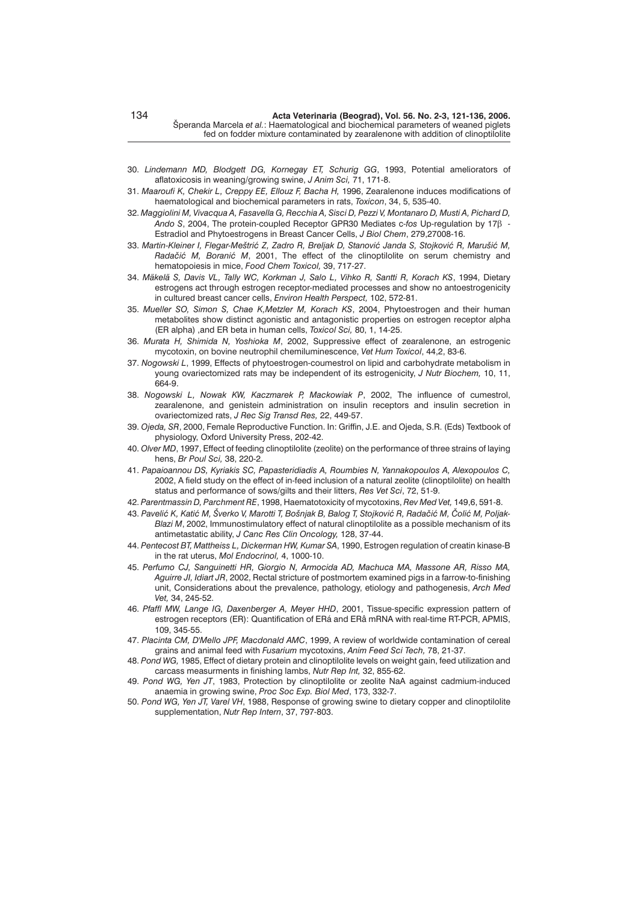30. *Lindemann MD, Blodgett DG, Kornegay ET, Schurig GG*, 1993, Potential ameliorators of aflatoxicosis in weaning/growing swine, *J Anim Sci,* 71, 171-8.
31. *Maaroufi K, Chekir L, Creppy EE, Ellouz F, Bacha H,* 1996, Zearalenone induces modifications of haematological and biochemical parameters in rats, *Toxicon*, 34, 5, 535-40.
32. *Maggiolini M, Vivacqua A, Fasavella G, Recchia A, Sisci D, Pezzi V, Montanaro D, Musti A, Pichard D, Ando S*, 2004, The protein-coupled Receptor GPR30 Mediates c-*fos* Up-regulation by 17β - Estradiol and Phytoestrogens in Breast Cancer Cells, *J Biol Chem*, 279,27008-16.
33. *Martin-Kleiner I, Flegar-Meštrić Z, Zadro R, Breljak D, Stanović Janda S, Stojković R, Marušić M, Radačić M, Boranić M*, 2001, The effect of the clinoptilolite on serum chemistry and hematopoiesis in mice, *Food Chem Toxicol,* 39, 717-27.
34. *Mäkelä S, Davis VL, Tally WC, Korkman J, Salo L, Vihko R, Santti R, Korach KS*, 1994, Dietary estrogens act through estrogen receptor-mediated processes and show no antoestrogenicity in cultured breast cancer cells, *Environ Health Perspect,* 102, 572-81.
35. *Mueller SO, Simon S, Chae K,Metzler M, Korach KS*, 2004, Phytoestrogen and their human metabolites show distinct agonistic and antagonistic properties on estrogen receptor alpha (ER alpha) ,and ER beta in human cells, *Toxicol Sci,* 80, 1, 14-25.
36. *Murata H, Shimida N, Yoshioka M*, 2002, Suppressive effect of zearalenone, an estrogenic mycotoxin, on bovine neutrophil chemiluminescence, *Vet Hum Toxicol*, 44,2, 83-6.
37. *Nogowski L*, 1999, Effects of phytoestrogen-coumestrol on lipid and carbohydrate metabolism in young ovariectomized rats may be independent of its estrogenicity, *J Nutr Biochem,* 10, 11, 664-9.
38. *Nogowski L, Nowak KW, Kaczmarek P, Mackowiak P*, 2002, The influence of cumestrol, zearalenone, and genistein administration on insulin receptors and insulin secretion in ovariectomized rats, *J Rec Sig Transd Res,* 22, 449-57.
39. *Ojeda, SR*, 2000, Female Reproductive Function. In: Griffin, J.E. and Ojeda, S.R. (Eds) Textbook of physiology, Oxford University Press, 202-42.
40. *Olver MD*, 1997, Effect of feeding clinoptilolite (zeolite) on the performance of three strains of laying hens, *Br Poul Sci,* 38, 220-2.
41. *Papaioannou DS, Kyriakis SC, Papasteridiadis A, Roumbies N, Yannakopoulos A, Alexopoulos C,* 2002, A field study on the effect of in-feed inclusion of a natural zeolite (clinoptilolite) on health status and performance of sows/gilts and their litters, *Res Vet Sci*, 72, 51-9.
42. *Parentmassin D, Parchment RE*, 1998, Haematotoxicity of mycotoxins, *Rev Med Vet,* 149,6, 591-8.
43. *Pavelić K, Katić M, Šverko V, Marotti T, Bošnjak B, Balog T, Stojković R, Radačić M, Čolić M, Poljak-Blazi M*, 2002, Immunostimulatory effect of natural clinoptilolite as a possible mechanism of its antimetastatic ability, *J Canc Res Clin Oncology,* 128, 37-44.
44. *Pentecost BT, Mattheiss L, Dickerman HW, Kumar SA*, 1990, Estrogen regulation of creatin kinase-B in the rat uterus, *Mol Endocrinol,* 4, 1000-10.
45. *Perfumo CJ, Sanguinetti HR, Giorgio N, Armocida AD, Machuca MA, Massone AR, Risso MA, Aguirre JI, Idiart JR*, 2002, Rectal stricture of postmortem examined pigs in a farrow-to-finishing unit, Considerations about the prevalence, pathology, etiology and pathogenesis, *Arch Med Vet,* 34, 245-52.
46. *Pfaffl MW, Lange IG, Daxenberger A, Meyer HHD*, 2001, Tissue-specific expression pattern of estrogen receptors (ER): Quantification of ERá and ERâ mRNA with real-time RT-PCR, APMIS, 109, 345-55.
47. *Placinta CM, D'Mello JPF, Macdonald AMC*, 1999, A review of worldwide contamination of cereal grains and animal feed with *Fusarium* mycotoxins, *Anim Feed Sci Tech,* 78, 21-37.
48. *Pond WG,* 1985, Effect of dietary protein and clinoptilolite levels on weight gain, feed utilization and carcass measurments in finishing lambs, *Nutr Rep Int,* 32, 855-62.
49. *Pond WG, Yen JT*, 1983, Protection by clinoptilolite or zeolite NaA against cadmium-induced anaemia in growing swine, *Proc Soc Exp. Biol Med*, 173, 332-7.
50. *Pond WG, Yen JT, Varel VH*, 1988, Response of growing swine to dietary copper and clinoptilolite supplementation, *Nutr Rep Intern*, 37, 797-803.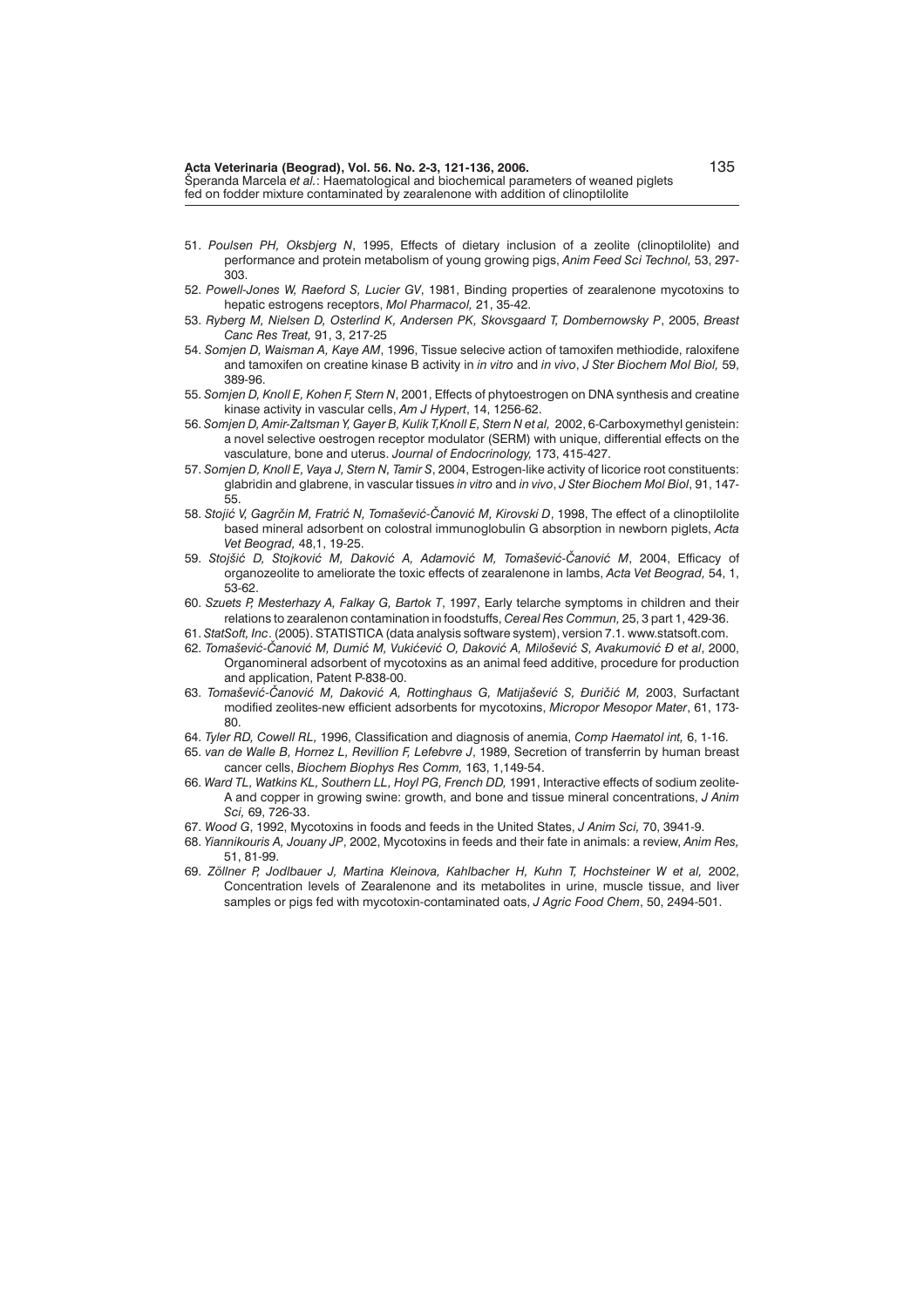51. *Poulsen PH, Oksbjerg N*, 1995, Effects of dietary inclusion of a zeolite (clinoptilolite) and performance and protein metabolism of young growing pigs, *Anim Feed Sci Technol,* 53, 297-303.
52. *Powell-Jones W, Raeford S, Lucier GV*, 1981, Binding properties of zearalenone mycotoxins to hepatic estrogens receptors, *Mol Pharmacol,* 21, 35-42.
53. *Ryberg M, Nielsen D, Osterlind K, Andersen PK, Skovsgaard T, Dombernowsky P*, 2005, *Breast Canc Res Treat,* 91, 3, 217-25
54. *Somjen D, Waisman A, Kaye AM*, 1996, Tissue selecive action of tamoxifen methiodide, raloxifene and tamoxifen on creatine kinase B activity in *in vitro* and *in vivo*, *J Ster Biochem Mol Biol,* 59, 389-96.
55. *Somjen D, Knoll E, Kohen F, Stern N*, 2001, Effects of phytoestrogen on DNA synthesis and creatine kinase activity in vascular cells, *Am J Hypert*, 14, 1256-62.
56. *Somjen D, Amir-Zaltsman Y, Gayer B, Kulik T,Knoll E, Stern N et al,* 2002, 6-Carboxymethyl genistein: a novel selective oestrogen receptor modulator (SERM) with unique, differential effects on the vasculature, bone and uterus. *Journal of Endocrinology,* 173, 415-427.
57. *Somjen D, Knoll E, Vaya J, Stern N, Tamir S*, 2004, Estrogen-like activity of licorice root constituents: glabridin and glabrene, in vascular tissues *in vitro* and *in vivo*, *J Ster Biochem Mol Biol*, 91, 147-55.
58. *Stojić V, Gagrčin M, Fratrić N, Tomašević-Čanović M, Kirovski D*, 1998, The effect of a clinoptilolite based mineral adsorbent on colostral immunoglobulin G absorption in newborn piglets, *Acta Vet Beograd,* 48,1, 19-25.
59. *Stojšić D, Stojković M, Daković A, Adamović M, Tomašević-Čanović M*, 2004, Efficacy of organozeolite to ameliorate the toxic effects of zearalenone in lambs, *Acta Vet Beograd,* 54, 1, 53-62.
60. *Szuets P, Mesterhazy A, Falkay G, Bartok T*, 1997, Early telarche symptoms in children and their relations to zearalenon contamination in foodstuffs, *Cereal Res Commun,* 25, 3 part 1, 429-36.
61. *StatSoft, Inc*. (2005). STATISTICA (data analysis software system), version 7.1. www.statsoft.com.
62. *Tomašević-Čanović M, Dumić M, Vukićević O, Daković A, Milošević S, Avakumović Đ et al*, 2000, Organomineral adsorbent of mycotoxins as an animal feed additive, procedure for production and application, Patent P-838-00.
63. *Tomašević-Čanović M, Daković A, Rottinghaus G, Matijašević S, Đuričić M,* 2003, Surfactant modified zeolites-new efficient adsorbents for mycotoxins, *Micropor Mesopor Mater*, 61, 173-80.
64. *Tyler RD, Cowell RL,* 1996, Classification and diagnosis of anemia, *Comp Haematol int,* 6, 1-16.
65. *van de Walle B, Hornez L, Revillion F, Lefebvre J*, 1989, Secretion of transferrin by human breast cancer cells, *Biochem Biophys Res Comm,* 163, 1,149-54.
66. *Ward TL, Watkins KL, Southern LL, Hoyl PG, French DD,* 1991, Interactive effects of sodium zeolite-A and copper in growing swine: growth, and bone and tissue mineral concentrations, *J Anim Sci,* 69, 726-33.
67. *Wood G*, 1992, Mycotoxins in foods and feeds in the United States, *J Anim Sci,* 70, 3941-9.
68. *Yiannikouris A, Jouany JP*, 2002, Mycotoxins in feeds and their fate in animals: a review, *Anim Res,* 51, 81-99.
69. *Zöllner P, Jodlbauer J, Martina Kleinova, Kahlbacher H, Kuhn T, Hochsteiner W et al,* 2002, Concentration levels of Zearalenone and its metabolites in urine, muscle tissue, and liver samples or pigs fed with mycotoxin-contaminated oats, *J Agric Food Chem*, 50, 2494-501.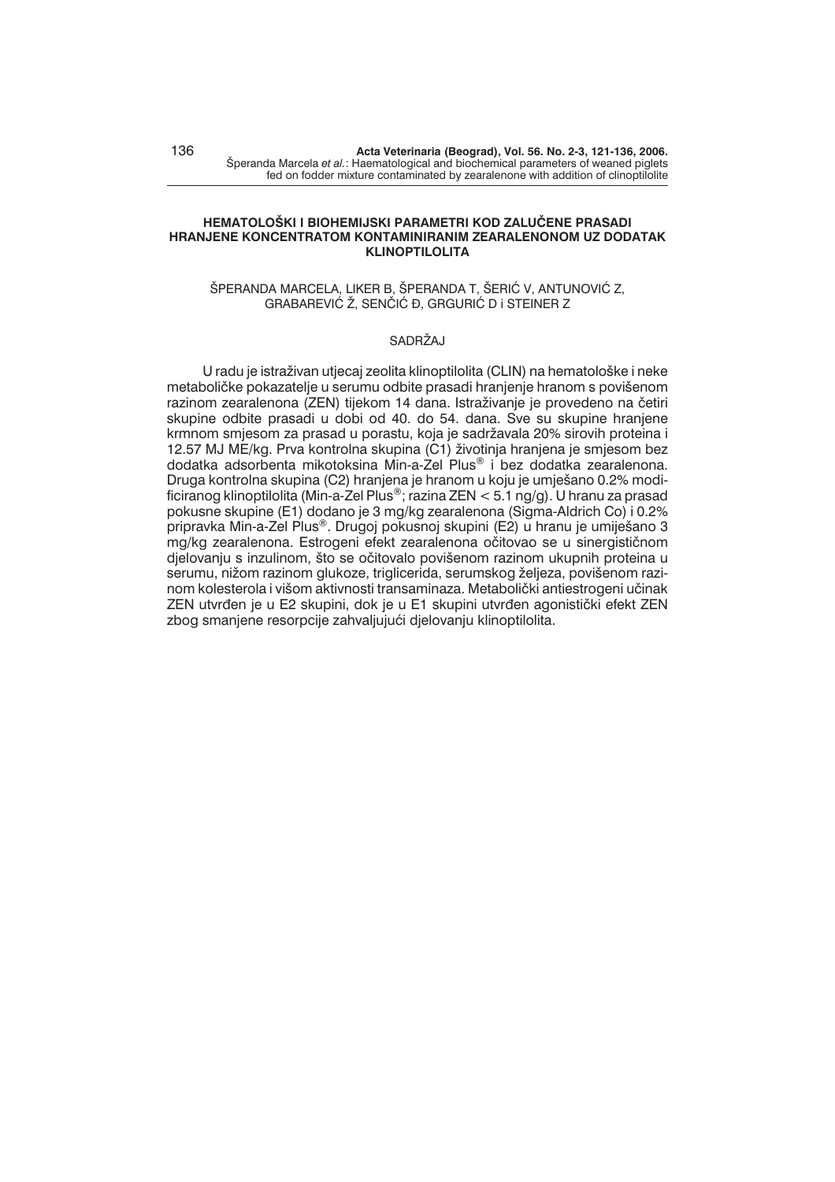## HEMATOLOŠKI I BIOHEMIJSKI PARAMETRI KOD ZALUČENE PRASADI HRANJENE KONCENTRATOM KONTAMINIRANIM ZEARALENONOM UZ DODATAK KLINOPTILOLITA

ŠPERANDA MARCELA, LIKER B, ŠPERANDA T, ŠERIĆ V, ANTUNOVIĆ Z, GRABAREVIĆ Ž, SENČIĆ Đ, GRGURIĆ D i STEINER Z

### SADRŽAJ

U radu je istraživan utjecaj zeolita klinoptilolita (CLIN) na hematološke i neke metaboličke pokazatelje u serumu odbite prasadi hranjenje hranom s povišenom razinom zearalenona (ZEN) tijekom 14 dana. Istraživanje je provedeno na četiri skupine odbite prasadi u dobi od 40. do 54. dana. Sve su skupine hranjene krmnom smjesom za prasad u porastu, koja je sadržavala 20% sirovih proteina i 12.57 MJ ME/kg. Prva kontrolna skupina (C1) životinja hranjena je smjesom bez dodatka adsorbenta mikotoksina Min-a-Zel Plus® i bez dodatka zearalenona. Druga kontrolna skupina (C2) hranjena je hranom u koju je umješano 0.2% modificiranog klinoptilolita (Min-a-Zel Plus®; razina ZEN < 5.1 ng/g). U hranu za prasad pokusne skupine (E1) dodano je 3 mg/kg zearalenona (Sigma-Aldrich Co) i 0.2% pripravka Min-a-Zel Plus®. Drugoj pokusnoj skupini (E2) u hranu je umiješano 3 mg/kg zearalenona. Estrogeni efekt zearalenona očitovao se u sinergističnom djelovanju s inzulinom, što se očitovalo povišenom razinom ukupnih proteina u serumu, nižom razinom glukoze, triglicerida, serumskog željeza, povišenom razinom kolesterola i višom aktivnosti transaminaza. Metabolički antiestrogeni učinak ZEN utvrđen je u E2 skupini, dok je u E1 skupini utvrđen agonistički efekt ZEN zbog smanjene resorpcije zahvaljujući djelovanju klinoptilolita.